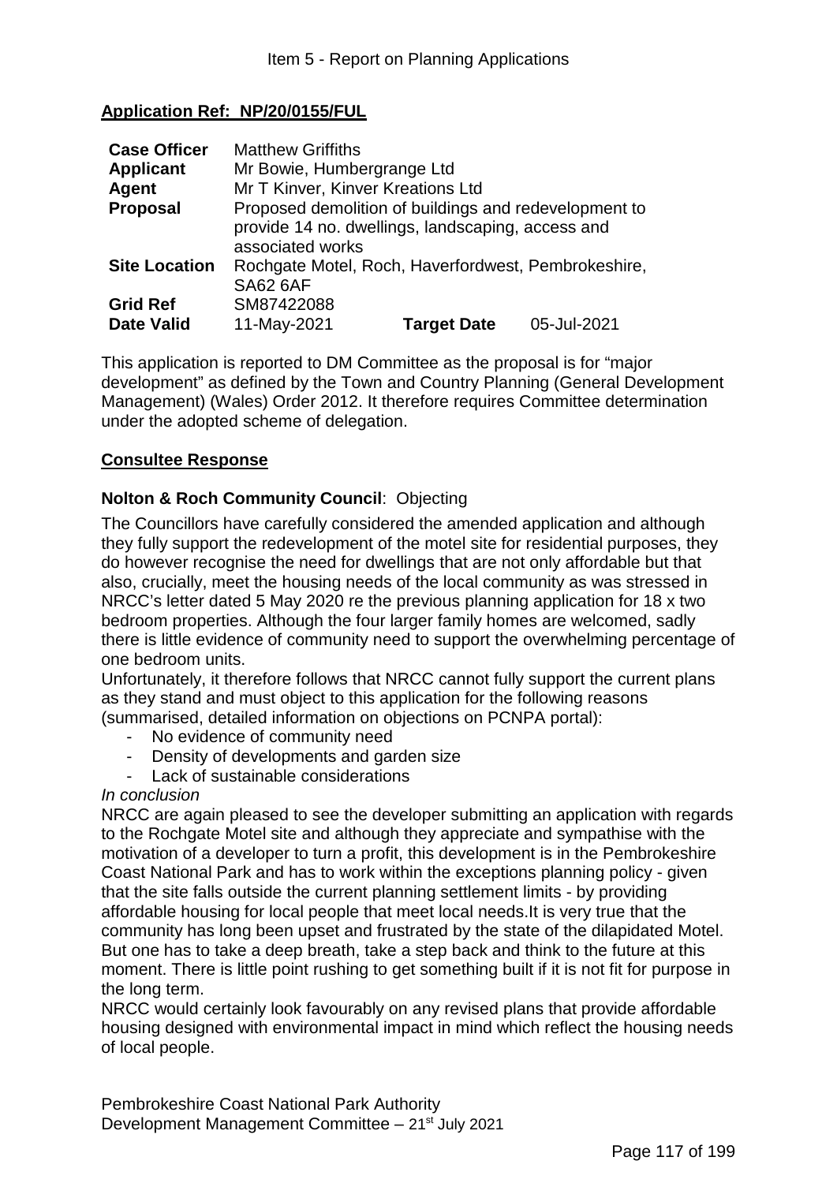## Application Ref: NP/20/0155/FUL

| | |
|---|---|
| **Case Officer** | Matthew Griffiths |
| **Applicant** | Mr Bowie, Humbergrange Ltd |
| **Agent** | Mr T Kinver, Kinver Kreations Ltd |
| **Proposal** | Proposed demolition of buildings and redevelopment to provide 14 no. dwellings, landscaping, access and associated works |
| **Site Location** | Rochgate Motel, Roch, Haverfordwest, Pembrokeshire, SA62 6AF |
| **Grid Ref** | SM87422088 |
| **Date Valid** | 11-May-2021 **Target Date** 05-Jul-2021 |

This application is reported to DM Committee as the proposal is for "major development" as defined by the Town and Country Planning (General Development Management) (Wales) Order 2012. It therefore requires Committee determination under the adopted scheme of delegation.

## Consultee Response

**Nolton & Roch Community Council**: Objecting

The Councillors have carefully considered the amended application and although they fully support the redevelopment of the motel site for residential purposes, they do however recognise the need for dwellings that are not only affordable but that also, crucially, meet the housing needs of the local community as was stressed in NRCC's letter dated 5 May 2020 re the previous planning application for 18 x two bedroom properties. Although the four larger family homes are welcomed, sadly there is little evidence of community need to support the overwhelming percentage of one bedroom units.

Unfortunately, it therefore follows that NRCC cannot fully support the current plans as they stand and must object to this application for the following reasons (summarised, detailed information on objections on PCNPA portal):

- No evidence of community need
- Density of developments and garden size
- Lack of sustainable considerations

*In conclusion*

NRCC are again pleased to see the developer submitting an application with regards to the Rochgate Motel site and although they appreciate and sympathise with the motivation of a developer to turn a profit, this development is in the Pembrokeshire Coast National Park and has to work within the exceptions planning policy - given that the site falls outside the current planning settlement limits - by providing affordable housing for local people that meet local needs.It is very true that the community has long been upset and frustrated by the state of the dilapidated Motel. But one has to take a deep breath, take a step back and think to the future at this moment. There is little point rushing to get something built if it is not fit for purpose in the long term.

NRCC would certainly look favourably on any revised plans that provide affordable housing designed with environmental impact in mind which reflect the housing needs of local people.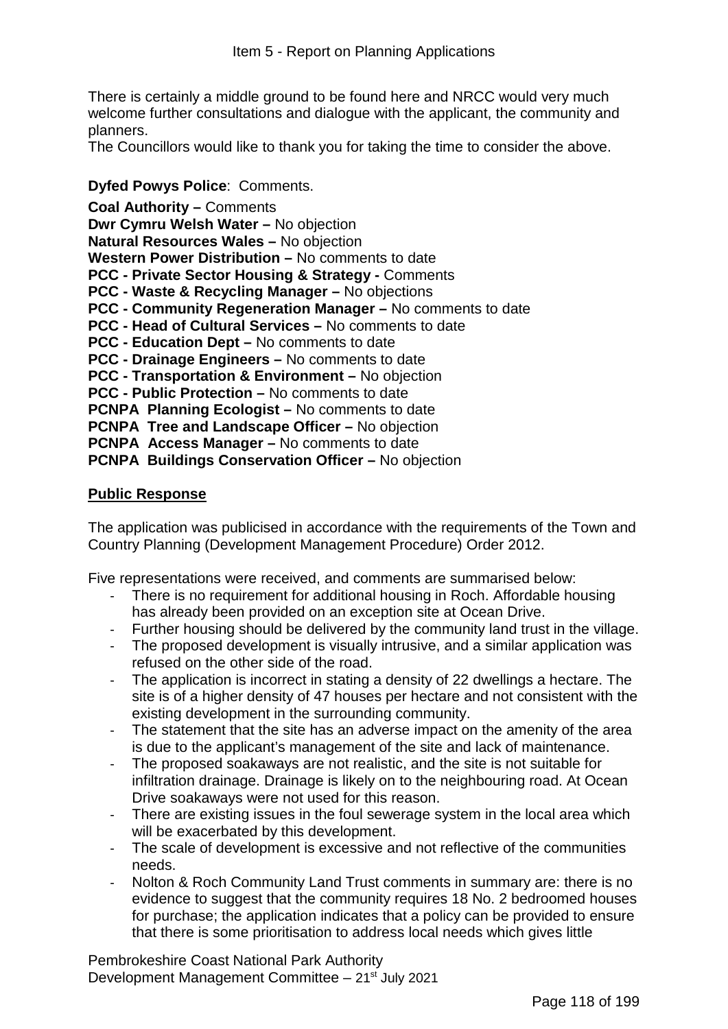There is certainly a middle ground to be found here and NRCC would very much welcome further consultations and dialogue with the applicant, the community and planners.
The Councillors would like to thank you for taking the time to consider the above.

**Dyfed Powys Police**: Comments.

**Coal Authority –** Comments
**Dwr Cymru Welsh Water –** No objection
**Natural Resources Wales –** No objection
**Western Power Distribution –** No comments to date
**PCC - Private Sector Housing & Strategy -** Comments
**PCC - Waste & Recycling Manager –** No objections
**PCC - Community Regeneration Manager –** No comments to date
**PCC - Head of Cultural Services –** No comments to date
**PCC - Education Dept –** No comments to date
**PCC - Drainage Engineers –** No comments to date
**PCC - Transportation & Environment –** No objection
**PCC - Public Protection –** No comments to date
**PCNPA Planning Ecologist –** No comments to date
**PCNPA Tree and Landscape Officer –** No objection
**PCNPA Access Manager –** No comments to date
**PCNPA Buildings Conservation Officer –** No objection

**Public Response**

The application was publicised in accordance with the requirements of the Town and Country Planning (Development Management Procedure) Order 2012.

Five representations were received, and comments are summarised below:

- There is no requirement for additional housing in Roch. Affordable housing has already been provided on an exception site at Ocean Drive.
- Further housing should be delivered by the community land trust in the village.
- The proposed development is visually intrusive, and a similar application was refused on the other side of the road.
- The application is incorrect in stating a density of 22 dwellings a hectare. The site is of a higher density of 47 houses per hectare and not consistent with the existing development in the surrounding community.
- The statement that the site has an adverse impact on the amenity of the area is due to the applicant's management of the site and lack of maintenance.
- The proposed soakaways are not realistic, and the site is not suitable for infiltration drainage. Drainage is likely on to the neighbouring road. At Ocean Drive soakaways were not used for this reason.
- There are existing issues in the foul sewerage system in the local area which will be exacerbated by this development.
- The scale of development is excessive and not reflective of the communities needs.
- Nolton & Roch Community Land Trust comments in summary are: there is no evidence to suggest that the community requires 18 No. 2 bedroomed houses for purchase; the application indicates that a policy can be provided to ensure that there is some prioritisation to address local needs which gives little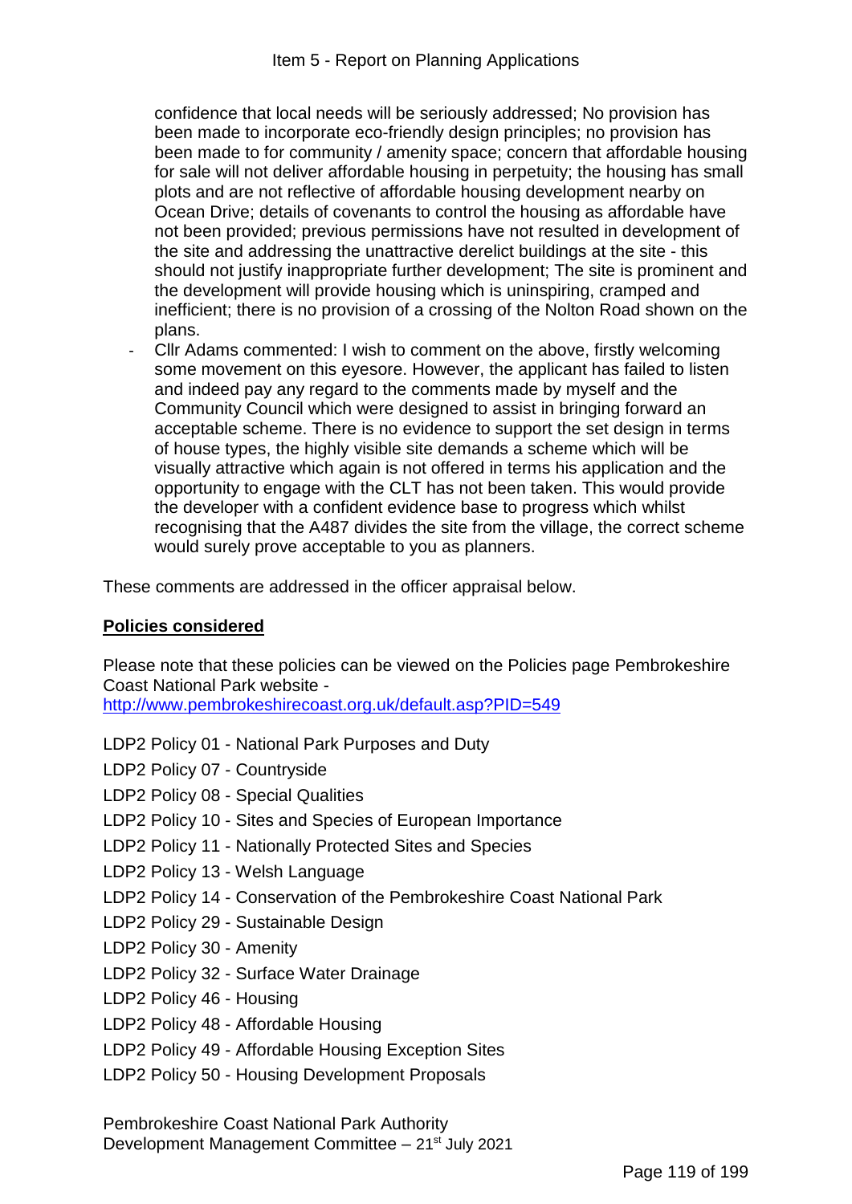confidence that local needs will be seriously addressed; No provision has been made to incorporate eco-friendly design principles; no provision has been made to for community / amenity space; concern that affordable housing for sale will not deliver affordable housing in perpetuity; the housing has small plots and are not reflective of affordable housing development nearby on Ocean Drive; details of covenants to control the housing as affordable have not been provided; previous permissions have not resulted in development of the site and addressing the unattractive derelict buildings at the site - this should not justify inappropriate further development; The site is prominent and the development will provide housing which is uninspiring, cramped and inefficient; there is no provision of a crossing of the Nolton Road shown on the plans.

- Cllr Adams commented: I wish to comment on the above, firstly welcoming some movement on this eyesore. However, the applicant has failed to listen and indeed pay any regard to the comments made by myself and the Community Council which were designed to assist in bringing forward an acceptable scheme. There is no evidence to support the set design in terms of house types, the highly visible site demands a scheme which will be visually attractive which again is not offered in terms his application and the opportunity to engage with the CLT has not been taken. This would provide the developer with a confident evidence base to progress which whilst recognising that the A487 divides the site from the village, the correct scheme would surely prove acceptable to you as planners.

These comments are addressed in the officer appraisal below.

## Policies considered

Please note that these policies can be viewed on the Policies page Pembrokeshire Coast National Park website - http://www.pembrokeshirecoast.org.uk/default.asp?PID=549

LDP2 Policy 01 - National Park Purposes and Duty
LDP2 Policy 07 - Countryside
LDP2 Policy 08 - Special Qualities
LDP2 Policy 10 - Sites and Species of European Importance
LDP2 Policy 11 - Nationally Protected Sites and Species
LDP2 Policy 13 - Welsh Language
LDP2 Policy 14 - Conservation of the Pembrokeshire Coast National Park
LDP2 Policy 29 - Sustainable Design
LDP2 Policy 30 - Amenity
LDP2 Policy 32 - Surface Water Drainage
LDP2 Policy 46 - Housing
LDP2 Policy 48 - Affordable Housing
LDP2 Policy 49 - Affordable Housing Exception Sites
LDP2 Policy 50 - Housing Development Proposals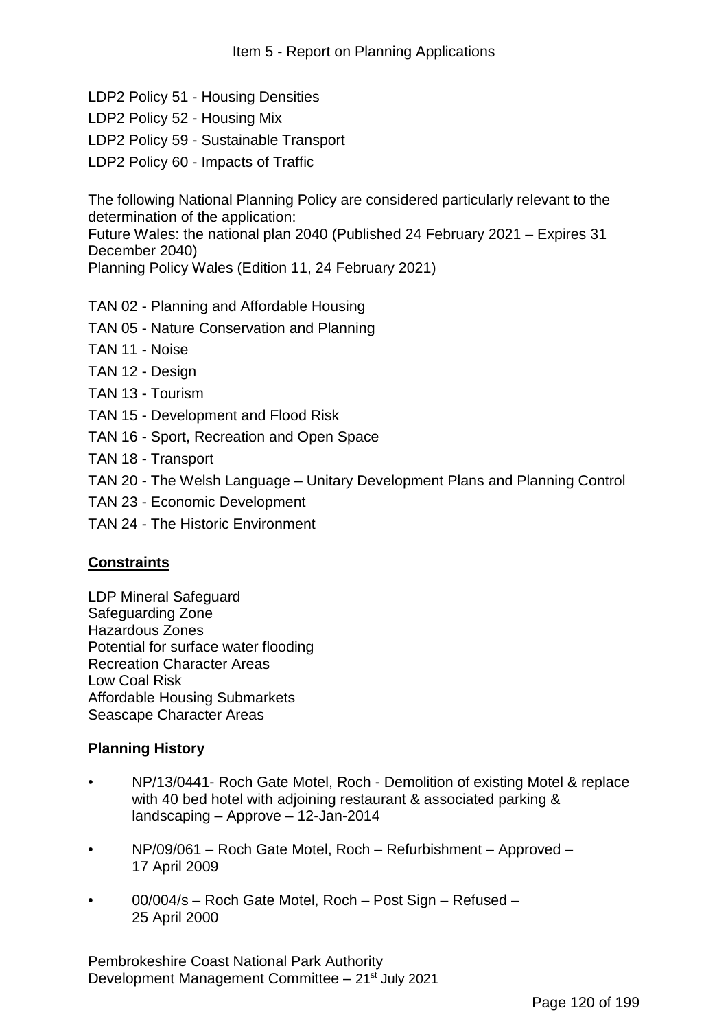LDP2 Policy 51 - Housing Densities

LDP2 Policy 52 - Housing Mix

LDP2 Policy 59 - Sustainable Transport

LDP2 Policy 60 - Impacts of Traffic

The following National Planning Policy are considered particularly relevant to the determination of the application:
Future Wales: the national plan 2040 (Published 24 February 2021 – Expires 31 December 2040)
Planning Policy Wales (Edition 11, 24 February 2021)

TAN 02 - Planning and Affordable Housing

TAN 05 - Nature Conservation and Planning

TAN 11 - Noise

TAN 12 - Design

TAN 13 - Tourism

TAN 15 - Development and Flood Risk

TAN 16 - Sport, Recreation and Open Space

TAN 18 - Transport

TAN 20 - The Welsh Language – Unitary Development Plans and Planning Control

TAN 23 - Economic Development

TAN 24 - The Historic Environment

**Constraints**

LDP Mineral Safeguard
Safeguarding Zone
Hazardous Zones
Potential for surface water flooding
Recreation Character Areas
Low Coal Risk
Affordable Housing Submarkets
Seascape Character Areas

**Planning History**

- NP/13/0441- Roch Gate Motel, Roch - Demolition of existing Motel & replace with 40 bed hotel with adjoining restaurant & associated parking & landscaping – Approve – 12-Jan-2014
- NP/09/061 – Roch Gate Motel, Roch – Refurbishment – Approved – 17 April 2009
- 00/004/s – Roch Gate Motel, Roch – Post Sign – Refused – 25 April 2000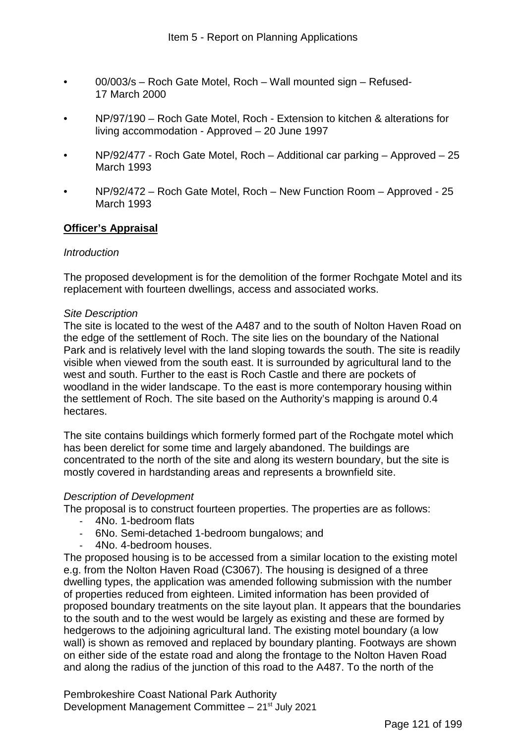- 00/003/s – Roch Gate Motel, Roch – Wall mounted sign – Refused- 17 March 2000
- NP/97/190 – Roch Gate Motel, Roch - Extension to kitchen & alterations for living accommodation - Approved – 20 June 1997
- NP/92/477 - Roch Gate Motel, Roch – Additional car parking – Approved – 25 March 1993
- NP/92/472 – Roch Gate Motel, Roch – New Function Room – Approved - 25 March 1993

## Officer's Appraisal

*Introduction*

The proposed development is for the demolition of the former Rochgate Motel and its replacement with fourteen dwellings, access and associated works.

*Site Description*

The site is located to the west of the A487 and to the south of Nolton Haven Road on the edge of the settlement of Roch. The site lies on the boundary of the National Park and is relatively level with the land sloping towards the south. The site is readily visible when viewed from the south east. It is surrounded by agricultural land to the west and south. Further to the east is Roch Castle and there are pockets of woodland in the wider landscape. To the east is more contemporary housing within the settlement of Roch. The site based on the Authority's mapping is around 0.4 hectares.

The site contains buildings which formerly formed part of the Rochgate motel which has been derelict for some time and largely abandoned. The buildings are concentrated to the north of the site and along its western boundary, but the site is mostly covered in hardstanding areas and represents a brownfield site.

*Description of Development*

The proposal is to construct fourteen properties. The properties are as follows:

- 4No. 1-bedroom flats
- 6No. Semi-detached 1-bedroom bungalows; and
- 4No. 4-bedroom houses.

The proposed housing is to be accessed from a similar location to the existing motel e.g. from the Nolton Haven Road (C3067). The housing is designed of a three dwelling types, the application was amended following submission with the number of properties reduced from eighteen. Limited information has been provided of proposed boundary treatments on the site layout plan. It appears that the boundaries to the south and to the west would be largely as existing and these are formed by hedgerows to the adjoining agricultural land. The existing motel boundary (a low wall) is shown as removed and replaced by boundary planting. Footways are shown on either side of the estate road and along the frontage to the Nolton Haven Road and along the radius of the junction of this road to the A487. To the north of the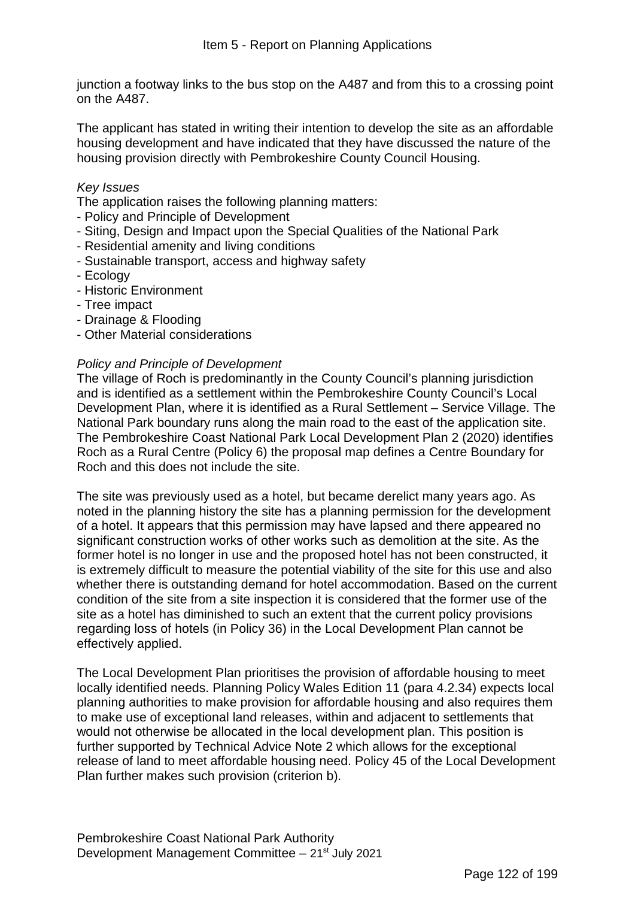junction a footway links to the bus stop on the A487 and from this to a crossing point on the A487.

The applicant has stated in writing their intention to develop the site as an affordable housing development and have indicated that they have discussed the nature of the housing provision directly with Pembrokeshire County Council Housing.

*Key Issues*

The application raises the following planning matters:

- Policy and Principle of Development
- Siting, Design and Impact upon the Special Qualities of the National Park
- Residential amenity and living conditions
- Sustainable transport, access and highway safety
- Ecology
- Historic Environment
- Tree impact
- Drainage & Flooding
- Other Material considerations

*Policy and Principle of Development*

The village of Roch is predominantly in the County Council's planning jurisdiction and is identified as a settlement within the Pembrokeshire County Council's Local Development Plan, where it is identified as a Rural Settlement – Service Village. The National Park boundary runs along the main road to the east of the application site. The Pembrokeshire Coast National Park Local Development Plan 2 (2020) identifies Roch as a Rural Centre (Policy 6) the proposal map defines a Centre Boundary for Roch and this does not include the site.

The site was previously used as a hotel, but became derelict many years ago. As noted in the planning history the site has a planning permission for the development of a hotel. It appears that this permission may have lapsed and there appeared no significant construction works of other works such as demolition at the site. As the former hotel is no longer in use and the proposed hotel has not been constructed, it is extremely difficult to measure the potential viability of the site for this use and also whether there is outstanding demand for hotel accommodation. Based on the current condition of the site from a site inspection it is considered that the former use of the site as a hotel has diminished to such an extent that the current policy provisions regarding loss of hotels (in Policy 36) in the Local Development Plan cannot be effectively applied.

The Local Development Plan prioritises the provision of affordable housing to meet locally identified needs. Planning Policy Wales Edition 11 (para 4.2.34) expects local planning authorities to make provision for affordable housing and also requires them to make use of exceptional land releases, within and adjacent to settlements that would not otherwise be allocated in the local development plan. This position is further supported by Technical Advice Note 2 which allows for the exceptional release of land to meet affordable housing need. Policy 45 of the Local Development Plan further makes such provision (criterion b).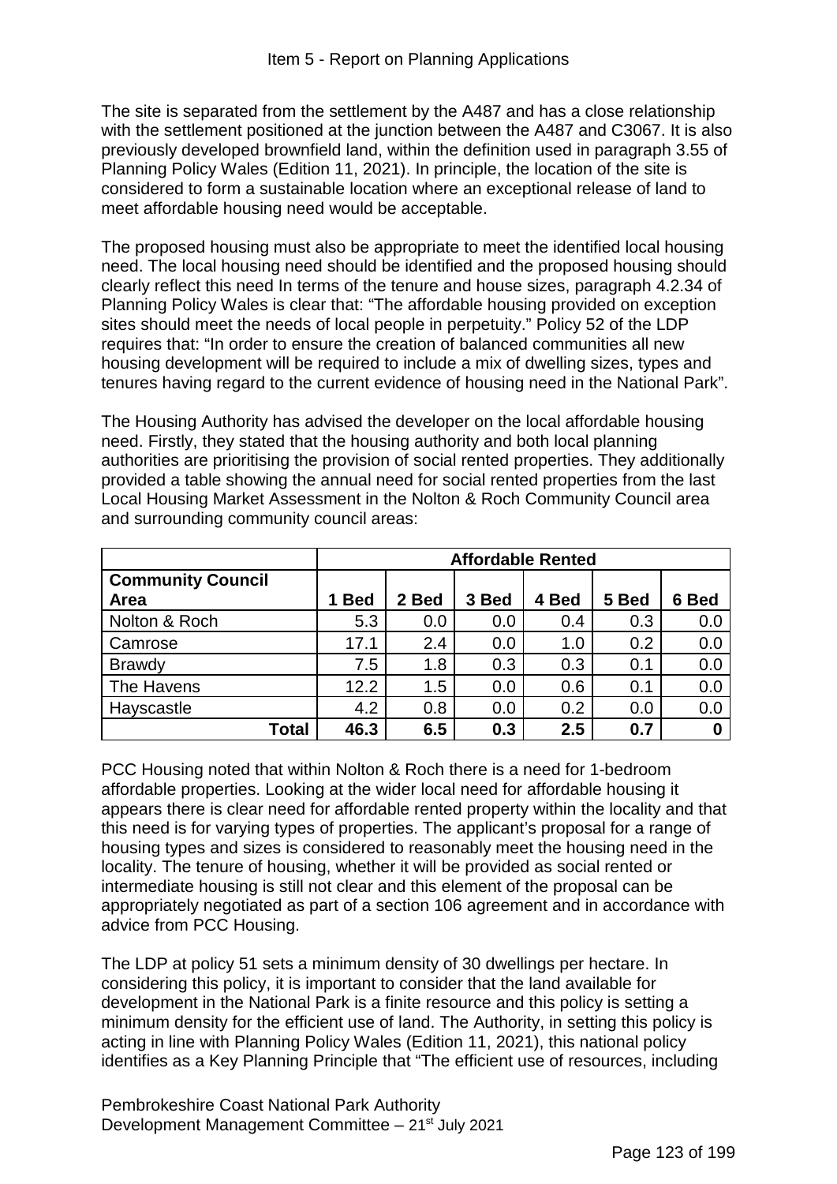The site is separated from the settlement by the A487 and has a close relationship with the settlement positioned at the junction between the A487 and C3067. It is also previously developed brownfield land, within the definition used in paragraph 3.55 of Planning Policy Wales (Edition 11, 2021). In principle, the location of the site is considered to form a sustainable location where an exceptional release of land to meet affordable housing need would be acceptable.

The proposed housing must also be appropriate to meet the identified local housing need. The local housing need should be identified and the proposed housing should clearly reflect this need In terms of the tenure and house sizes, paragraph 4.2.34 of Planning Policy Wales is clear that: "The affordable housing provided on exception sites should meet the needs of local people in perpetuity." Policy 52 of the LDP requires that: "In order to ensure the creation of balanced communities all new housing development will be required to include a mix of dwelling sizes, types and tenures having regard to the current evidence of housing need in the National Park".

The Housing Authority has advised the developer on the local affordable housing need. Firstly, they stated that the housing authority and both local planning authorities are prioritising the provision of social rented properties. They additionally provided a table showing the annual need for social rented properties from the last Local Housing Market Assessment in the Nolton & Roch Community Council area and surrounding community council areas:

| | Affordable Rented | | | | | |
|---|---|---|---|---|---|---|
| **Community Council Area** | **1 Bed** | **2 Bed** | **3 Bed** | **4 Bed** | **5 Bed** | **6 Bed** |
| Nolton & Roch | 5.3 | 0.0 | 0.0 | 0.4 | 0.3 | 0.0 |
| Camrose | 17.1 | 2.4 | 0.0 | 1.0 | 0.2 | 0.0 |
| Brawdy | 7.5 | 1.8 | 0.3 | 0.3 | 0.1 | 0.0 |
| The Havens | 12.2 | 1.5 | 0.0 | 0.6 | 0.1 | 0.0 |
| Hayscastle | 4.2 | 0.8 | 0.0 | 0.2 | 0.0 | 0.0 |
| **Total** | **46.3** | **6.5** | **0.3** | **2.5** | **0.7** | **0** |

PCC Housing noted that within Nolton & Roch there is a need for 1-bedroom affordable properties. Looking at the wider local need for affordable housing it appears there is clear need for affordable rented property within the locality and that this need is for varying types of properties. The applicant's proposal for a range of housing types and sizes is considered to reasonably meet the housing need in the locality. The tenure of housing, whether it will be provided as social rented or intermediate housing is still not clear and this element of the proposal can be appropriately negotiated as part of a section 106 agreement and in accordance with advice from PCC Housing.

The LDP at policy 51 sets a minimum density of 30 dwellings per hectare. In considering this policy, it is important to consider that the land available for development in the National Park is a finite resource and this policy is setting a minimum density for the efficient use of land. The Authority, in setting this policy is acting in line with Planning Policy Wales (Edition 11, 2021), this national policy identifies as a Key Planning Principle that "The efficient use of resources, including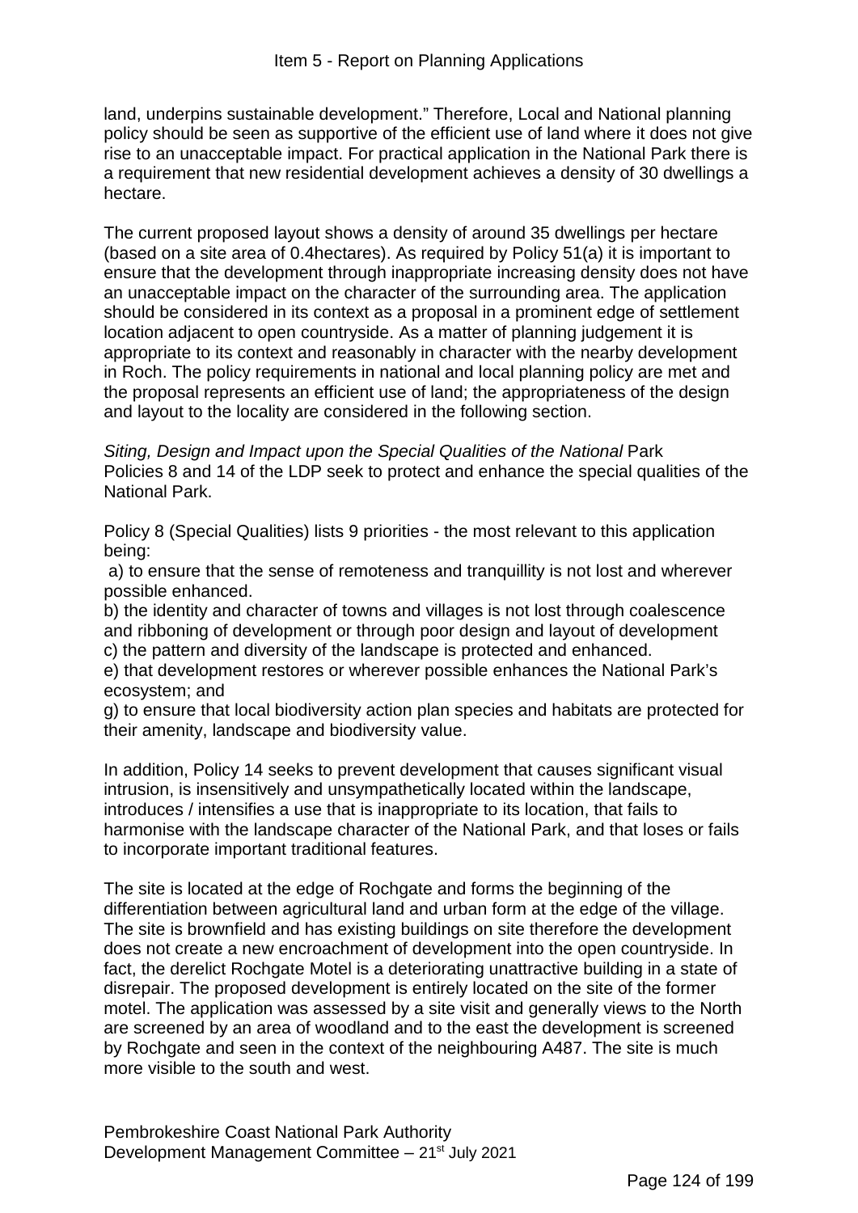land, underpins sustainable development." Therefore, Local and National planning policy should be seen as supportive of the efficient use of land where it does not give rise to an unacceptable impact. For practical application in the National Park there is a requirement that new residential development achieves a density of 30 dwellings a hectare.

The current proposed layout shows a density of around 35 dwellings per hectare (based on a site area of 0.4hectares). As required by Policy 51(a) it is important to ensure that the development through inappropriate increasing density does not have an unacceptable impact on the character of the surrounding area. The application should be considered in its context as a proposal in a prominent edge of settlement location adjacent to open countryside. As a matter of planning judgement it is appropriate to its context and reasonably in character with the nearby development in Roch. The policy requirements in national and local planning policy are met and the proposal represents an efficient use of land; the appropriateness of the design and layout to the locality are considered in the following section.

*Siting, Design and Impact upon the Special Qualities of the National* Park
Policies 8 and 14 of the LDP seek to protect and enhance the special qualities of the National Park.

Policy 8 (Special Qualities) lists 9 priorities - the most relevant to this application being:

a) to ensure that the sense of remoteness and tranquillity is not lost and wherever possible enhanced.
b) the identity and character of towns and villages is not lost through coalescence and ribboning of development or through poor design and layout of development
c) the pattern and diversity of the landscape is protected and enhanced.
e) that development restores or wherever possible enhances the National Park's ecosystem; and
g) to ensure that local biodiversity action plan species and habitats are protected for their amenity, landscape and biodiversity value.

In addition, Policy 14 seeks to prevent development that causes significant visual intrusion, is insensitively and unsympathetically located within the landscape, introduces / intensifies a use that is inappropriate to its location, that fails to harmonise with the landscape character of the National Park, and that loses or fails to incorporate important traditional features.

The site is located at the edge of Rochgate and forms the beginning of the differentiation between agricultural land and urban form at the edge of the village. The site is brownfield and has existing buildings on site therefore the development does not create a new encroachment of development into the open countryside. In fact, the derelict Rochgate Motel is a deteriorating unattractive building in a state of disrepair. The proposed development is entirely located on the site of the former motel. The application was assessed by a site visit and generally views to the North are screened by an area of woodland and to the east the development is screened by Rochgate and seen in the context of the neighbouring A487. The site is much more visible to the south and west.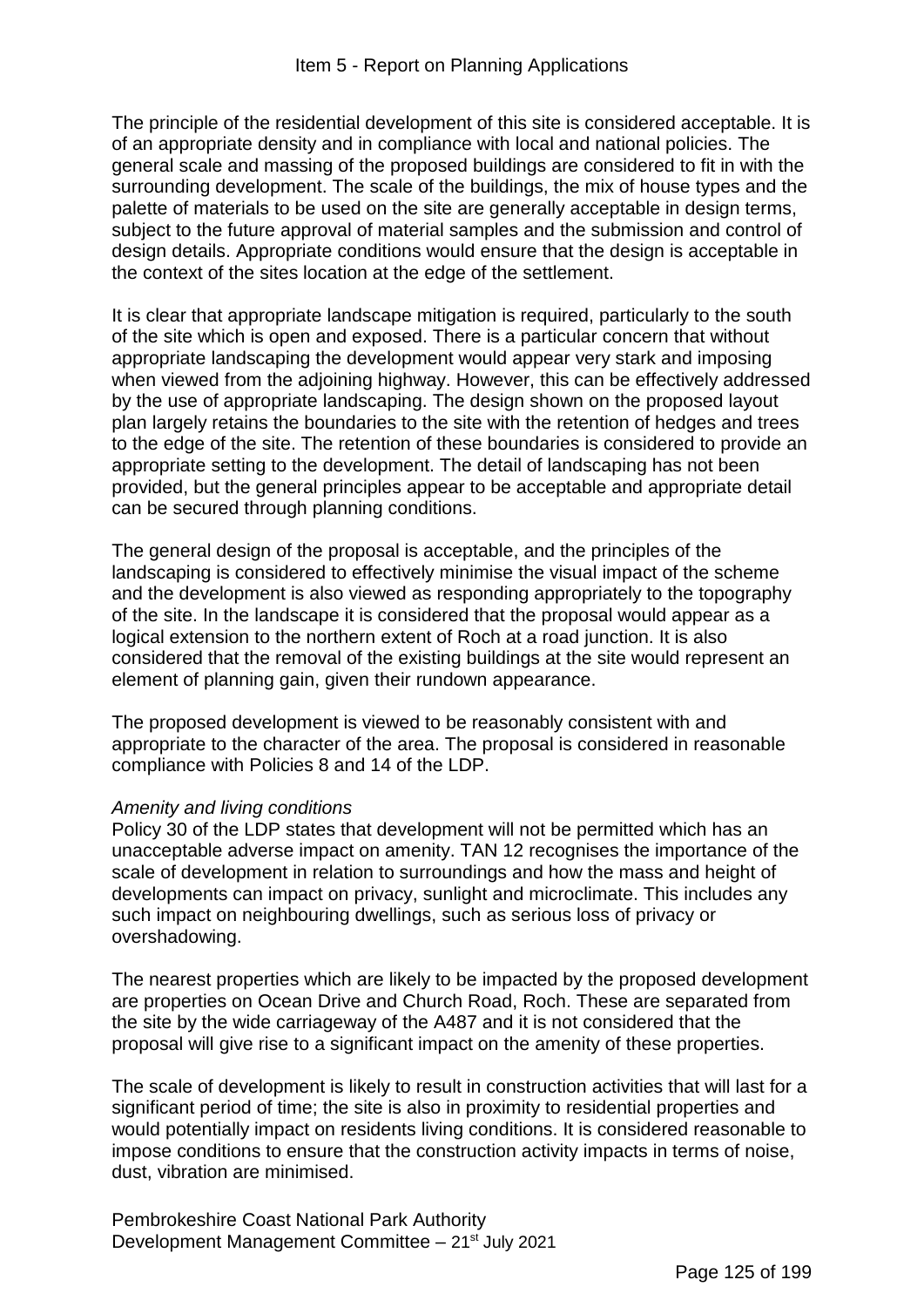The principle of the residential development of this site is considered acceptable. It is of an appropriate density and in compliance with local and national policies. The general scale and massing of the proposed buildings are considered to fit in with the surrounding development. The scale of the buildings, the mix of house types and the palette of materials to be used on the site are generally acceptable in design terms, subject to the future approval of material samples and the submission and control of design details. Appropriate conditions would ensure that the design is acceptable in the context of the sites location at the edge of the settlement.

It is clear that appropriate landscape mitigation is required, particularly to the south of the site which is open and exposed. There is a particular concern that without appropriate landscaping the development would appear very stark and imposing when viewed from the adjoining highway. However, this can be effectively addressed by the use of appropriate landscaping. The design shown on the proposed layout plan largely retains the boundaries to the site with the retention of hedges and trees to the edge of the site. The retention of these boundaries is considered to provide an appropriate setting to the development. The detail of landscaping has not been provided, but the general principles appear to be acceptable and appropriate detail can be secured through planning conditions.

The general design of the proposal is acceptable, and the principles of the landscaping is considered to effectively minimise the visual impact of the scheme and the development is also viewed as responding appropriately to the topography of the site. In the landscape it is considered that the proposal would appear as a logical extension to the northern extent of Roch at a road junction. It is also considered that the removal of the existing buildings at the site would represent an element of planning gain, given their rundown appearance.

The proposed development is viewed to be reasonably consistent with and appropriate to the character of the area. The proposal is considered in reasonable compliance with Policies 8 and 14 of the LDP.

*Amenity and living conditions*

Policy 30 of the LDP states that development will not be permitted which has an unacceptable adverse impact on amenity. TAN 12 recognises the importance of the scale of development in relation to surroundings and how the mass and height of developments can impact on privacy, sunlight and microclimate. This includes any such impact on neighbouring dwellings, such as serious loss of privacy or overshadowing.

The nearest properties which are likely to be impacted by the proposed development are properties on Ocean Drive and Church Road, Roch. These are separated from the site by the wide carriageway of the A487 and it is not considered that the proposal will give rise to a significant impact on the amenity of these properties.

The scale of development is likely to result in construction activities that will last for a significant period of time; the site is also in proximity to residential properties and would potentially impact on residents living conditions. It is considered reasonable to impose conditions to ensure that the construction activity impacts in terms of noise, dust, vibration are minimised.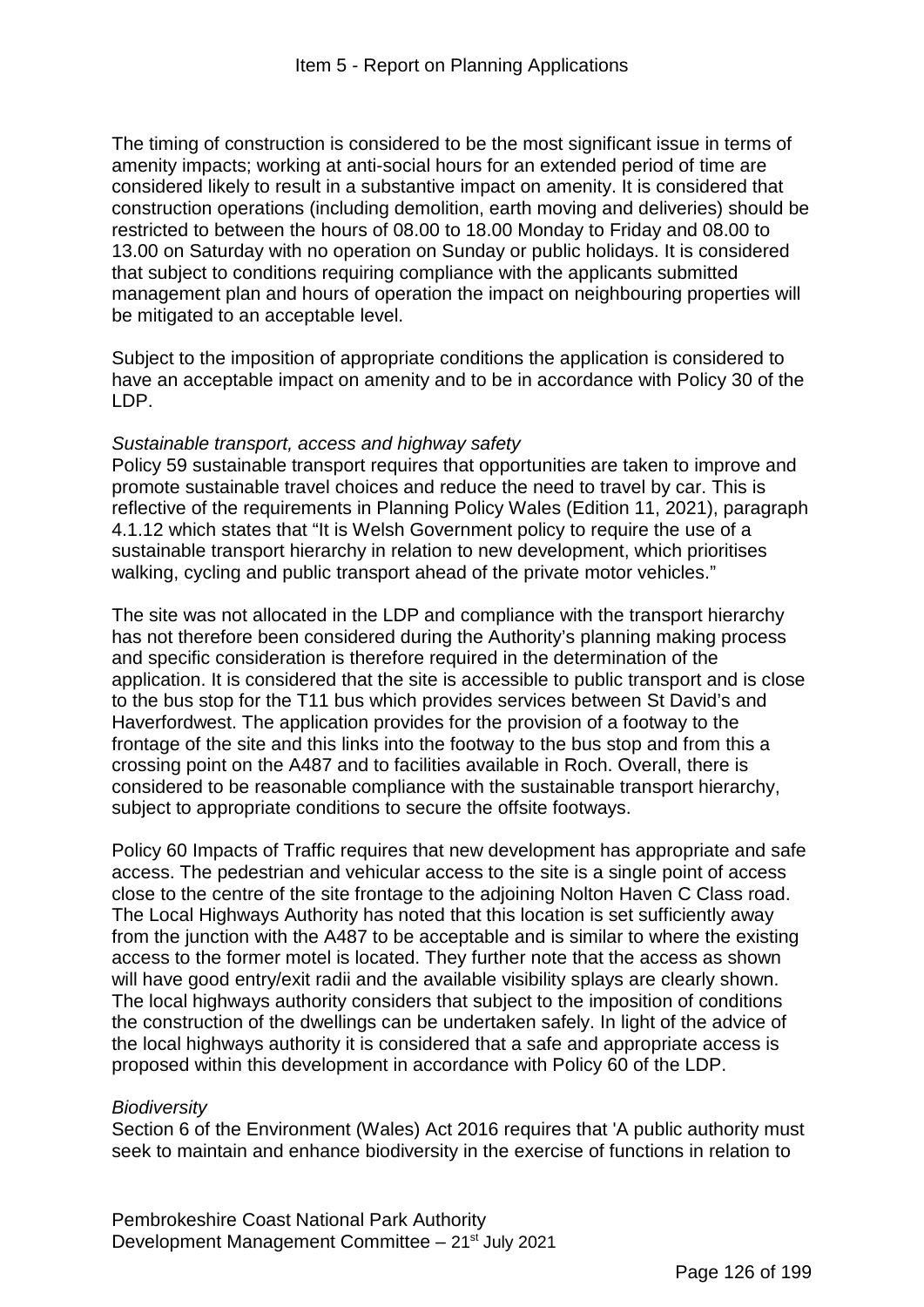The timing of construction is considered to be the most significant issue in terms of amenity impacts; working at anti-social hours for an extended period of time are considered likely to result in a substantive impact on amenity. It is considered that construction operations (including demolition, earth moving and deliveries) should be restricted to between the hours of 08.00 to 18.00 Monday to Friday and 08.00 to 13.00 on Saturday with no operation on Sunday or public holidays. It is considered that subject to conditions requiring compliance with the applicants submitted management plan and hours of operation the impact on neighbouring properties will be mitigated to an acceptable level.

Subject to the imposition of appropriate conditions the application is considered to have an acceptable impact on amenity and to be in accordance with Policy 30 of the LDP.

*Sustainable transport, access and highway safety*
Policy 59 sustainable transport requires that opportunities are taken to improve and promote sustainable travel choices and reduce the need to travel by car. This is reflective of the requirements in Planning Policy Wales (Edition 11, 2021), paragraph 4.1.12 which states that "It is Welsh Government policy to require the use of a sustainable transport hierarchy in relation to new development, which prioritises walking, cycling and public transport ahead of the private motor vehicles."

The site was not allocated in the LDP and compliance with the transport hierarchy has not therefore been considered during the Authority's planning making process and specific consideration is therefore required in the determination of the application. It is considered that the site is accessible to public transport and is close to the bus stop for the T11 bus which provides services between St David's and Haverfordwest. The application provides for the provision of a footway to the frontage of the site and this links into the footway to the bus stop and from this a crossing point on the A487 and to facilities available in Roch. Overall, there is considered to be reasonable compliance with the sustainable transport hierarchy, subject to appropriate conditions to secure the offsite footways.

Policy 60 Impacts of Traffic requires that new development has appropriate and safe access. The pedestrian and vehicular access to the site is a single point of access close to the centre of the site frontage to the adjoining Nolton Haven C Class road. The Local Highways Authority has noted that this location is set sufficiently away from the junction with the A487 to be acceptable and is similar to where the existing access to the former motel is located. They further note that the access as shown will have good entry/exit radii and the available visibility splays are clearly shown. The local highways authority considers that subject to the imposition of conditions the construction of the dwellings can be undertaken safely. In light of the advice of the local highways authority it is considered that a safe and appropriate access is proposed within this development in accordance with Policy 60 of the LDP.

*Biodiversity*
Section 6 of the Environment (Wales) Act 2016 requires that 'A public authority must seek to maintain and enhance biodiversity in the exercise of functions in relation to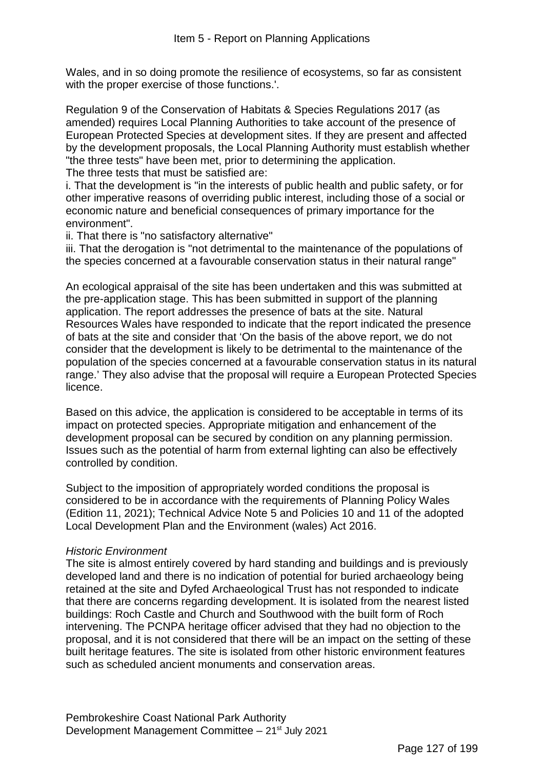Wales, and in so doing promote the resilience of ecosystems, so far as consistent with the proper exercise of those functions.'.

Regulation 9 of the Conservation of Habitats & Species Regulations 2017 (as amended) requires Local Planning Authorities to take account of the presence of European Protected Species at development sites. If they are present and affected by the development proposals, the Local Planning Authority must establish whether "the three tests" have been met, prior to determining the application.
The three tests that must be satisfied are:
i. That the development is "in the interests of public health and public safety, or for other imperative reasons of overriding public interest, including those of a social or economic nature and beneficial consequences of primary importance for the environment".
ii. That there is "no satisfactory alternative"
iii. That the derogation is "not detrimental to the maintenance of the populations of the species concerned at a favourable conservation status in their natural range"

An ecological appraisal of the site has been undertaken and this was submitted at the pre-application stage. This has been submitted in support of the planning application. The report addresses the presence of bats at the site. Natural Resources Wales have responded to indicate that the report indicated the presence of bats at the site and consider that 'On the basis of the above report, we do not consider that the development is likely to be detrimental to the maintenance of the population of the species concerned at a favourable conservation status in its natural range.' They also advise that the proposal will require a European Protected Species licence.

Based on this advice, the application is considered to be acceptable in terms of its impact on protected species. Appropriate mitigation and enhancement of the development proposal can be secured by condition on any planning permission. Issues such as the potential of harm from external lighting can also be effectively controlled by condition.

Subject to the imposition of appropriately worded conditions the proposal is considered to be in accordance with the requirements of Planning Policy Wales (Edition 11, 2021); Technical Advice Note 5 and Policies 10 and 11 of the adopted Local Development Plan and the Environment (wales) Act 2016.

*Historic Environment*
The site is almost entirely covered by hard standing and buildings and is previously developed land and there is no indication of potential for buried archaeology being retained at the site and Dyfed Archaeological Trust has not responded to indicate that there are concerns regarding development. It is isolated from the nearest listed buildings: Roch Castle and Church and Southwood with the built form of Roch intervening. The PCNPA heritage officer advised that they had no objection to the proposal, and it is not considered that there will be an impact on the setting of these built heritage features. The site is isolated from other historic environment features such as scheduled ancient monuments and conservation areas.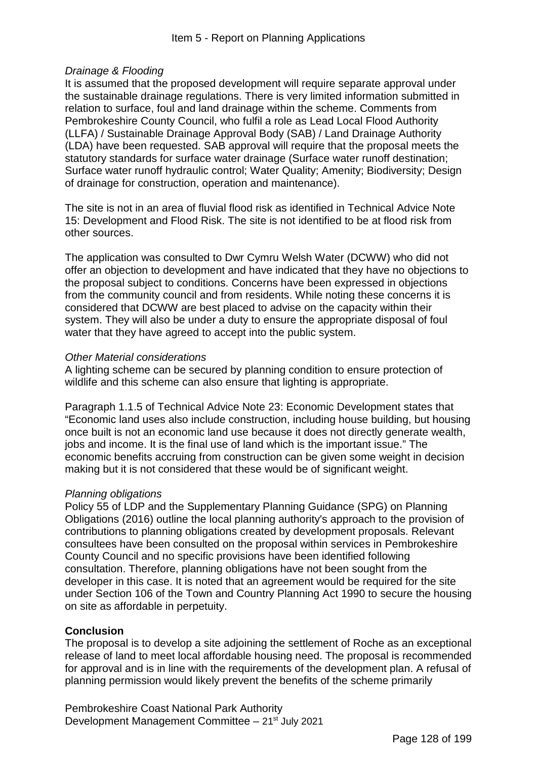*Drainage & Flooding*

It is assumed that the proposed development will require separate approval under the sustainable drainage regulations. There is very limited information submitted in relation to surface, foul and land drainage within the scheme. Comments from Pembrokeshire County Council, who fulfil a role as Lead Local Flood Authority (LLFA) / Sustainable Drainage Approval Body (SAB) / Land Drainage Authority (LDA) have been requested. SAB approval will require that the proposal meets the statutory standards for surface water drainage (Surface water runoff destination; Surface water runoff hydraulic control; Water Quality; Amenity; Biodiversity; Design of drainage for construction, operation and maintenance).

The site is not in an area of fluvial flood risk as identified in Technical Advice Note 15: Development and Flood Risk. The site is not identified to be at flood risk from other sources.

The application was consulted to Dwr Cymru Welsh Water (DCWW) who did not offer an objection to development and have indicated that they have no objections to the proposal subject to conditions. Concerns have been expressed in objections from the community council and from residents. While noting these concerns it is considered that DCWW are best placed to advise on the capacity within their system. They will also be under a duty to ensure the appropriate disposal of foul water that they have agreed to accept into the public system.

*Other Material considerations*

A lighting scheme can be secured by planning condition to ensure protection of wildlife and this scheme can also ensure that lighting is appropriate.

Paragraph 1.1.5 of Technical Advice Note 23: Economic Development states that "Economic land uses also include construction, including house building, but housing once built is not an economic land use because it does not directly generate wealth, jobs and income. It is the final use of land which is the important issue." The economic benefits accruing from construction can be given some weight in decision making but it is not considered that these would be of significant weight.

*Planning obligations*

Policy 55 of LDP and the Supplementary Planning Guidance (SPG) on Planning Obligations (2016) outline the local planning authority's approach to the provision of contributions to planning obligations created by development proposals. Relevant consultees have been consulted on the proposal within services in Pembrokeshire County Council and no specific provisions have been identified following consultation. Therefore, planning obligations have not been sought from the developer in this case. It is noted that an agreement would be required for the site under Section 106 of the Town and Country Planning Act 1990 to secure the housing on site as affordable in perpetuity.

**Conclusion**

The proposal is to develop a site adjoining the settlement of Roche as an exceptional release of land to meet local affordable housing need. The proposal is recommended for approval and is in line with the requirements of the development plan. A refusal of planning permission would likely prevent the benefits of the scheme primarily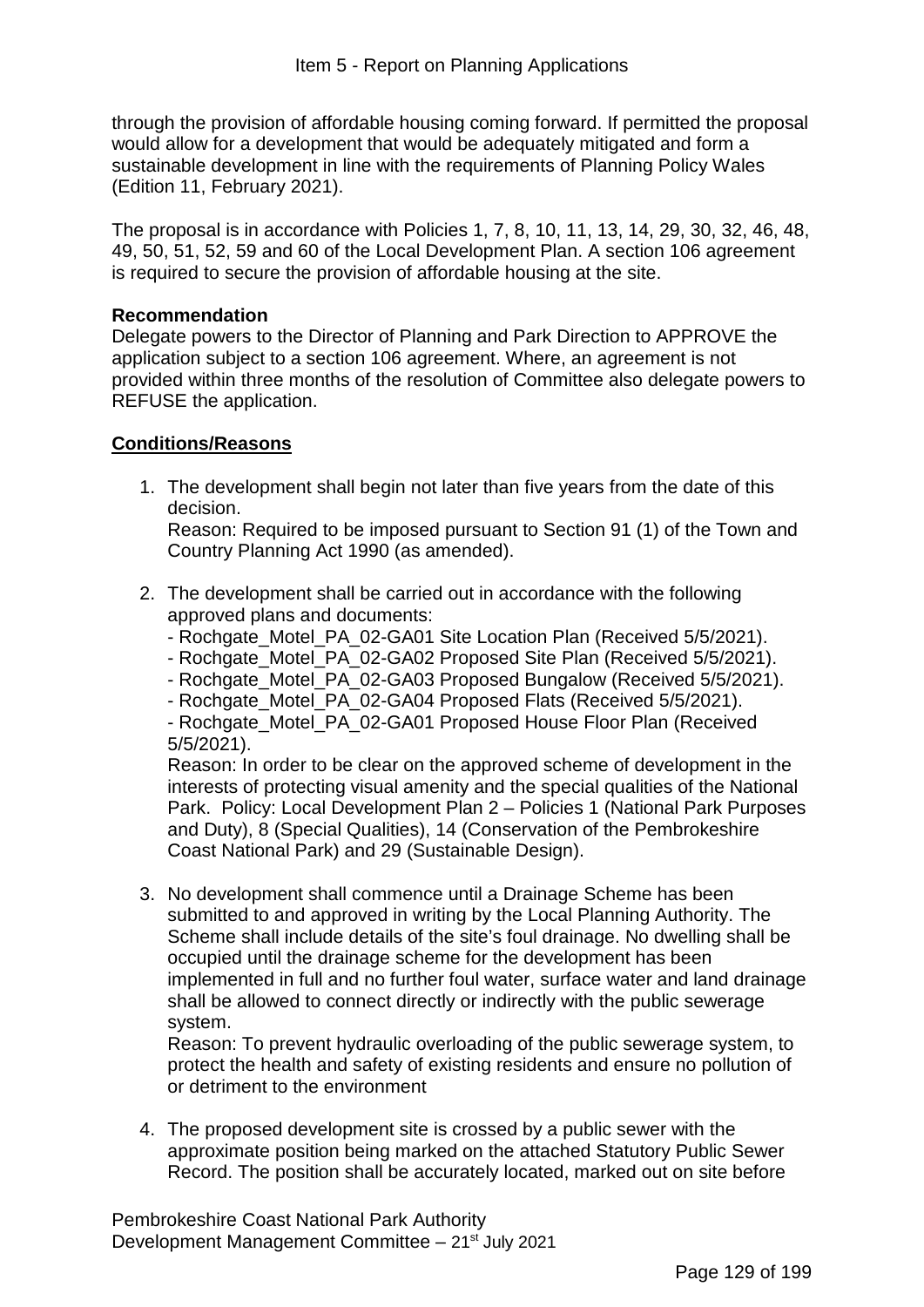through the provision of affordable housing coming forward. If permitted the proposal would allow for a development that would be adequately mitigated and form a sustainable development in line with the requirements of Planning Policy Wales (Edition 11, February 2021).

The proposal is in accordance with Policies 1, 7, 8, 10, 11, 13, 14, 29, 30, 32, 46, 48, 49, 50, 51, 52, 59 and 60 of the Local Development Plan. A section 106 agreement is required to secure the provision of affordable housing at the site.

**Recommendation**
Delegate powers to the Director of Planning and Park Direction to APPROVE the application subject to a section 106 agreement. Where, an agreement is not provided within three months of the resolution of Committee also delegate powers to REFUSE the application.

**Conditions/Reasons**

1. The development shall begin not later than five years from the date of this decision.
   Reason: Required to be imposed pursuant to Section 91 (1) of the Town and Country Planning Act 1990 (as amended).

2. The development shall be carried out in accordance with the following approved plans and documents:
   - Rochgate_Motel_PA_02-GA01 Site Location Plan (Received 5/5/2021).
   - Rochgate_Motel_PA_02-GA02 Proposed Site Plan (Received 5/5/2021).
   - Rochgate_Motel_PA_02-GA03 Proposed Bungalow (Received 5/5/2021).
   - Rochgate_Motel_PA_02-GA04 Proposed Flats (Received 5/5/2021).
   - Rochgate_Motel_PA_02-GA01 Proposed House Floor Plan (Received 5/5/2021).

   Reason: In order to be clear on the approved scheme of development in the interests of protecting visual amenity and the special qualities of the National Park. Policy: Local Development Plan 2 – Policies 1 (National Park Purposes and Duty), 8 (Special Qualities), 14 (Conservation of the Pembrokeshire Coast National Park) and 29 (Sustainable Design).

3. No development shall commence until a Drainage Scheme has been submitted to and approved in writing by the Local Planning Authority. The Scheme shall include details of the site's foul drainage. No dwelling shall be occupied until the drainage scheme for the development has been implemented in full and no further foul water, surface water and land drainage shall be allowed to connect directly or indirectly with the public sewerage system.
   Reason: To prevent hydraulic overloading of the public sewerage system, to protect the health and safety of existing residents and ensure no pollution of or detriment to the environment

4. The proposed development site is crossed by a public sewer with the approximate position being marked on the attached Statutory Public Sewer Record. The position shall be accurately located, marked out on site before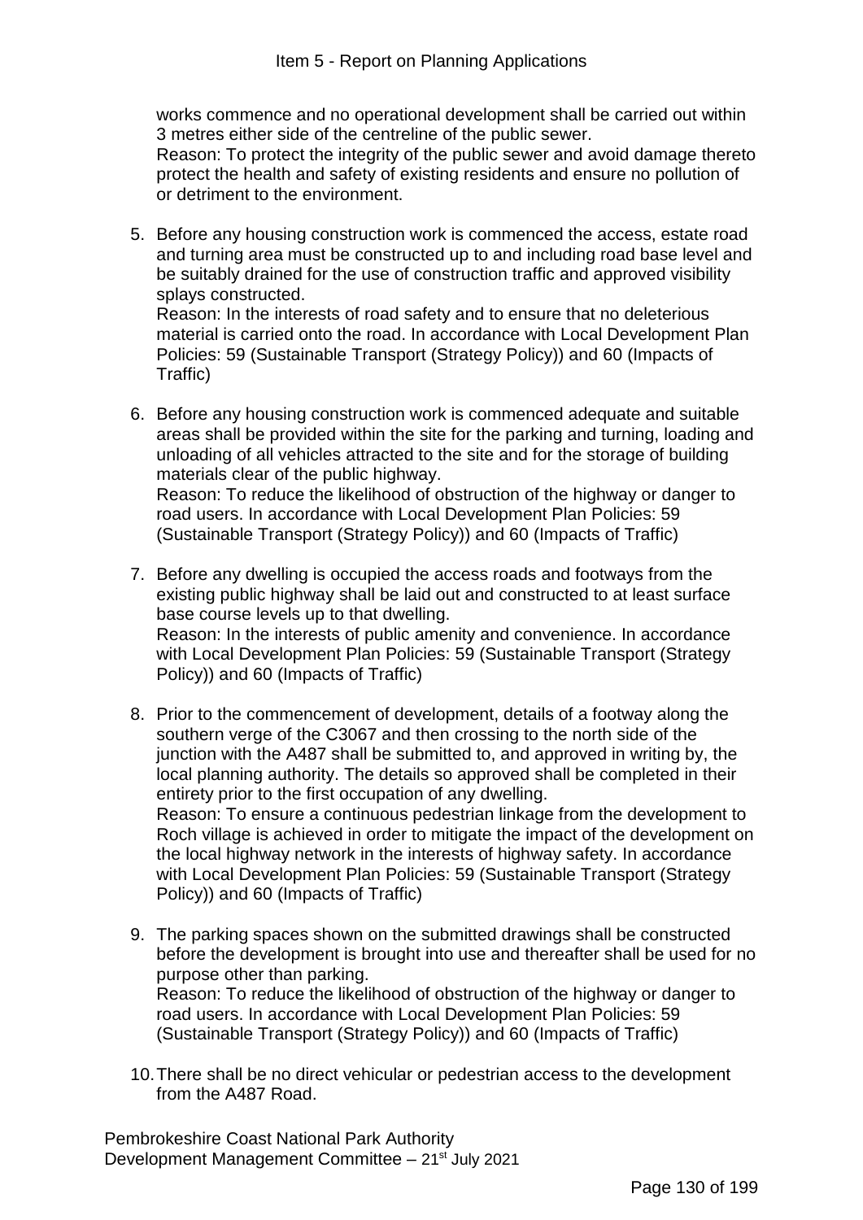works commence and no operational development shall be carried out within 3 metres either side of the centreline of the public sewer.
Reason: To protect the integrity of the public sewer and avoid damage thereto protect the health and safety of existing residents and ensure no pollution of or detriment to the environment.

5. Before any housing construction work is commenced the access, estate road and turning area must be constructed up to and including road base level and be suitably drained for the use of construction traffic and approved visibility splays constructed.
   Reason: In the interests of road safety and to ensure that no deleterious material is carried onto the road. In accordance with Local Development Plan Policies: 59 (Sustainable Transport (Strategy Policy)) and 60 (Impacts of Traffic)

6. Before any housing construction work is commenced adequate and suitable areas shall be provided within the site for the parking and turning, loading and unloading of all vehicles attracted to the site and for the storage of building materials clear of the public highway.
   Reason: To reduce the likelihood of obstruction of the highway or danger to road users. In accordance with Local Development Plan Policies: 59 (Sustainable Transport (Strategy Policy)) and 60 (Impacts of Traffic)

7. Before any dwelling is occupied the access roads and footways from the existing public highway shall be laid out and constructed to at least surface base course levels up to that dwelling.
   Reason: In the interests of public amenity and convenience. In accordance with Local Development Plan Policies: 59 (Sustainable Transport (Strategy Policy)) and 60 (Impacts of Traffic)

8. Prior to the commencement of development, details of a footway along the southern verge of the C3067 and then crossing to the north side of the junction with the A487 shall be submitted to, and approved in writing by, the local planning authority. The details so approved shall be completed in their entirety prior to the first occupation of any dwelling.
   Reason: To ensure a continuous pedestrian linkage from the development to Roch village is achieved in order to mitigate the impact of the development on the local highway network in the interests of highway safety. In accordance with Local Development Plan Policies: 59 (Sustainable Transport (Strategy Policy)) and 60 (Impacts of Traffic)

9. The parking spaces shown on the submitted drawings shall be constructed before the development is brought into use and thereafter shall be used for no purpose other than parking.
   Reason: To reduce the likelihood of obstruction of the highway or danger to road users. In accordance with Local Development Plan Policies: 59 (Sustainable Transport (Strategy Policy)) and 60 (Impacts of Traffic)

10. There shall be no direct vehicular or pedestrian access to the development from the A487 Road.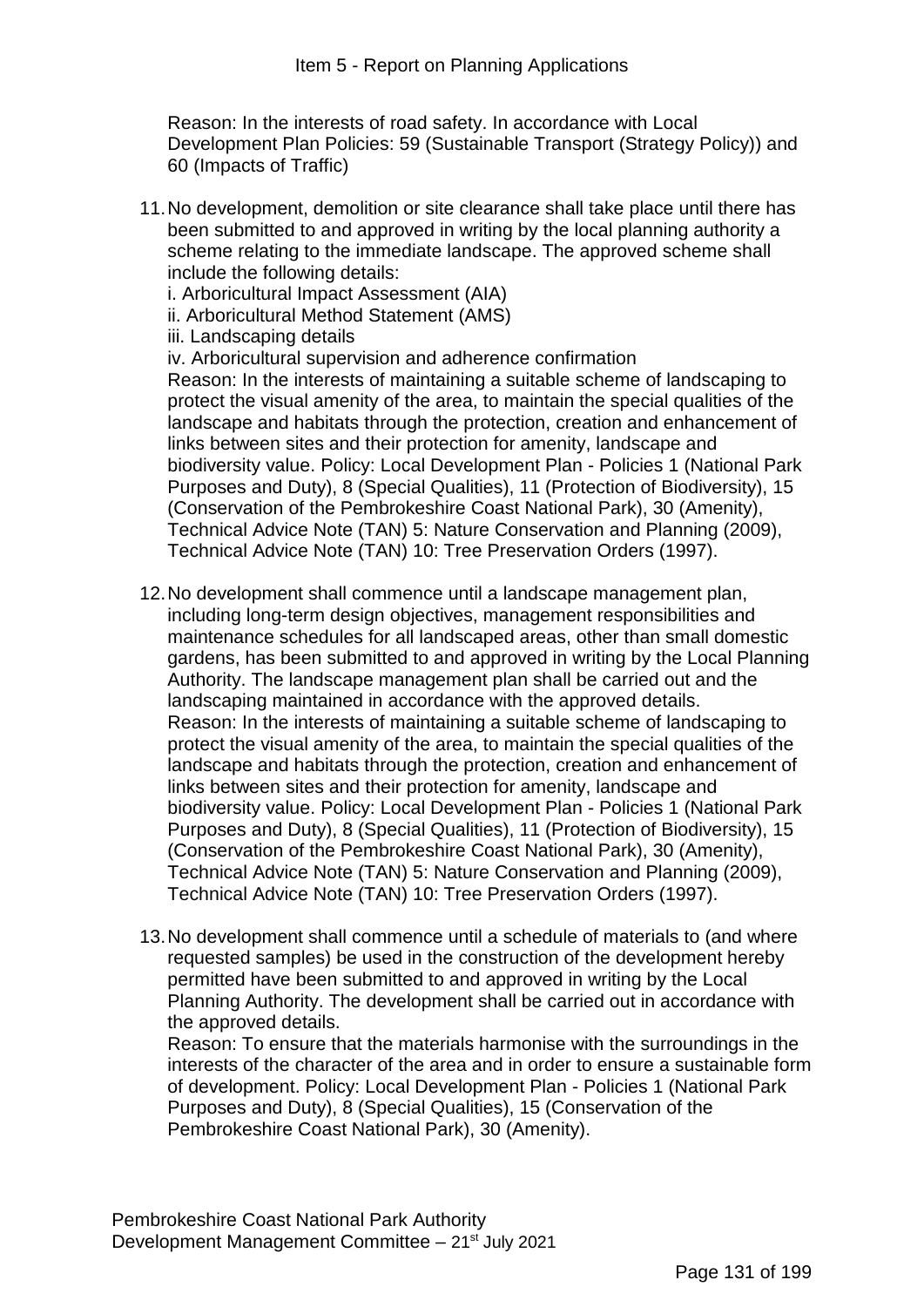Reason: In the interests of road safety. In accordance with Local Development Plan Policies: 59 (Sustainable Transport (Strategy Policy)) and 60 (Impacts of Traffic)

11. No development, demolition or site clearance shall take place until there has been submitted to and approved in writing by the local planning authority a scheme relating to the immediate landscape. The approved scheme shall include the following details:
    i. Arboricultural Impact Assessment (AIA)
    ii. Arboricultural Method Statement (AMS)
    iii. Landscaping details
    iv. Arboricultural supervision and adherence confirmation
    Reason: In the interests of maintaining a suitable scheme of landscaping to protect the visual amenity of the area, to maintain the special qualities of the landscape and habitats through the protection, creation and enhancement of links between sites and their protection for amenity, landscape and biodiversity value. Policy: Local Development Plan - Policies 1 (National Park Purposes and Duty), 8 (Special Qualities), 11 (Protection of Biodiversity), 15 (Conservation of the Pembrokeshire Coast National Park), 30 (Amenity), Technical Advice Note (TAN) 5: Nature Conservation and Planning (2009), Technical Advice Note (TAN) 10: Tree Preservation Orders (1997).

12. No development shall commence until a landscape management plan, including long-term design objectives, management responsibilities and maintenance schedules for all landscaped areas, other than small domestic gardens, has been submitted to and approved in writing by the Local Planning Authority. The landscape management plan shall be carried out and the landscaping maintained in accordance with the approved details.
    Reason: In the interests of maintaining a suitable scheme of landscaping to protect the visual amenity of the area, to maintain the special qualities of the landscape and habitats through the protection, creation and enhancement of links between sites and their protection for amenity, landscape and biodiversity value. Policy: Local Development Plan - Policies 1 (National Park Purposes and Duty), 8 (Special Qualities), 11 (Protection of Biodiversity), 15 (Conservation of the Pembrokeshire Coast National Park), 30 (Amenity), Technical Advice Note (TAN) 5: Nature Conservation and Planning (2009), Technical Advice Note (TAN) 10: Tree Preservation Orders (1997).

13. No development shall commence until a schedule of materials to (and where requested samples) be used in the construction of the development hereby permitted have been submitted to and approved in writing by the Local Planning Authority. The development shall be carried out in accordance with the approved details.
    Reason: To ensure that the materials harmonise with the surroundings in the interests of the character of the area and in order to ensure a sustainable form of development. Policy: Local Development Plan - Policies 1 (National Park Purposes and Duty), 8 (Special Qualities), 15 (Conservation of the Pembrokeshire Coast National Park), 30 (Amenity).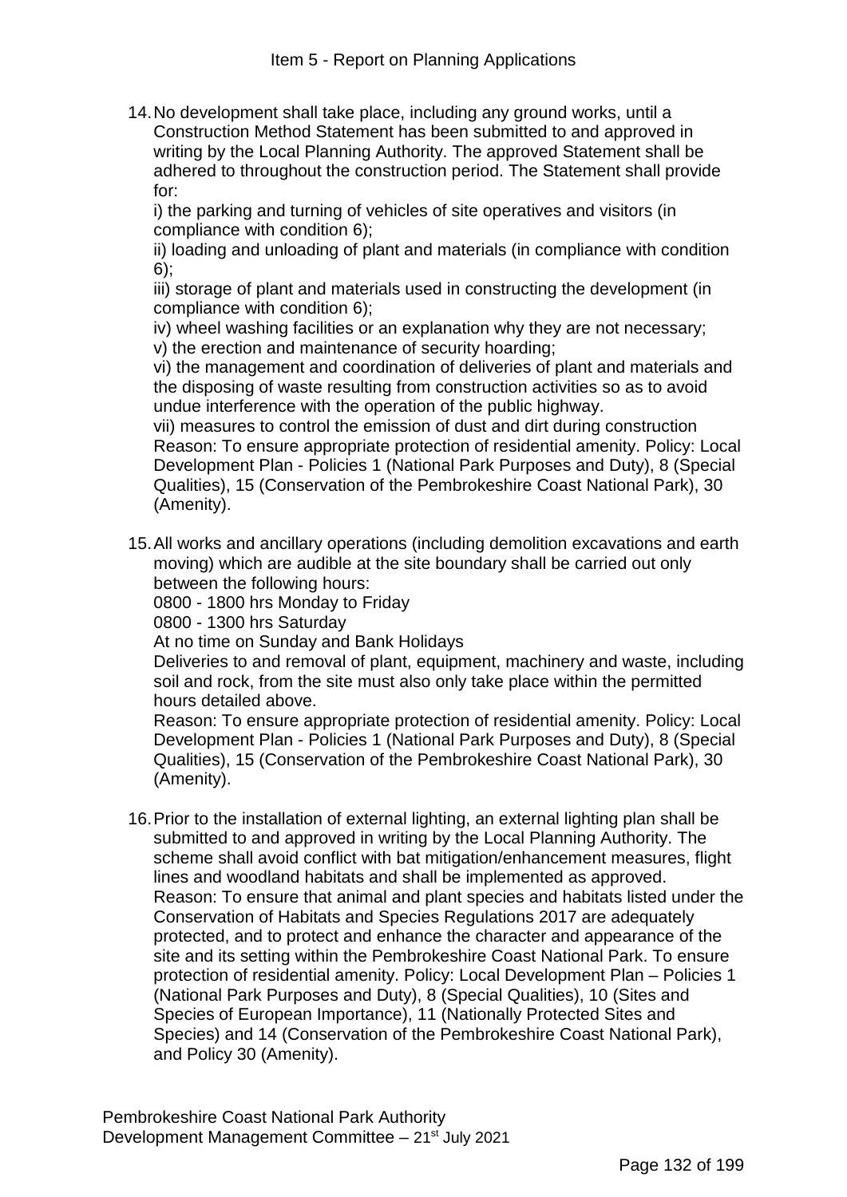14. No development shall take place, including any ground works, until a Construction Method Statement has been submitted to and approved in writing by the Local Planning Authority. The approved Statement shall be adhered to throughout the construction period. The Statement shall provide for:
    i) the parking and turning of vehicles of site operatives and visitors (in compliance with condition 6);
    ii) loading and unloading of plant and materials (in compliance with condition 6);
    iii) storage of plant and materials used in constructing the development (in compliance with condition 6);
    iv) wheel washing facilities or an explanation why they are not necessary;
    v) the erection and maintenance of security hoarding;
    vi) the management and coordination of deliveries of plant and materials and the disposing of waste resulting from construction activities so as to avoid undue interference with the operation of the public highway.
    vii) measures to control the emission of dust and dirt during construction
    Reason: To ensure appropriate protection of residential amenity. Policy: Local Development Plan - Policies 1 (National Park Purposes and Duty), 8 (Special Qualities), 15 (Conservation of the Pembrokeshire Coast National Park), 30 (Amenity).

15. All works and ancillary operations (including demolition excavations and earth moving) which are audible at the site boundary shall be carried out only between the following hours:
    0800 - 1800 hrs Monday to Friday
    0800 - 1300 hrs Saturday
    At no time on Sunday and Bank Holidays
    Deliveries to and removal of plant, equipment, machinery and waste, including soil and rock, from the site must also only take place within the permitted hours detailed above.
    Reason: To ensure appropriate protection of residential amenity. Policy: Local Development Plan - Policies 1 (National Park Purposes and Duty), 8 (Special Qualities), 15 (Conservation of the Pembrokeshire Coast National Park), 30 (Amenity).

16. Prior to the installation of external lighting, an external lighting plan shall be submitted to and approved in writing by the Local Planning Authority. The scheme shall avoid conflict with bat mitigation/enhancement measures, flight lines and woodland habitats and shall be implemented as approved.
    Reason: To ensure that animal and plant species and habitats listed under the Conservation of Habitats and Species Regulations 2017 are adequately protected, and to protect and enhance the character and appearance of the site and its setting within the Pembrokeshire Coast National Park. To ensure protection of residential amenity. Policy: Local Development Plan – Policies 1 (National Park Purposes and Duty), 8 (Special Qualities), 10 (Sites and Species of European Importance), 11 (Nationally Protected Sites and Species) and 14 (Conservation of the Pembrokeshire Coast National Park), and Policy 30 (Amenity).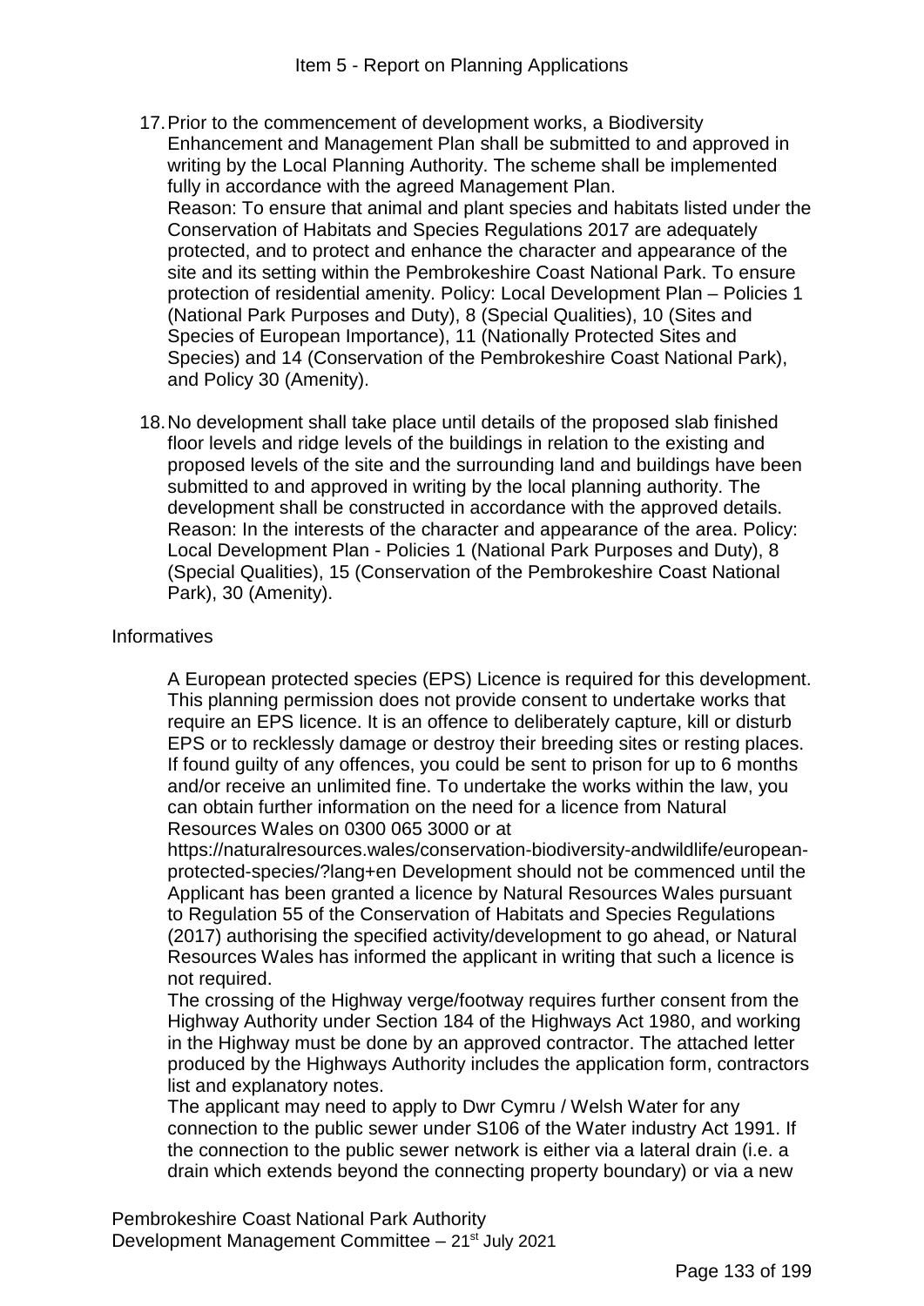17. Prior to the commencement of development works, a Biodiversity Enhancement and Management Plan shall be submitted to and approved in writing by the Local Planning Authority. The scheme shall be implemented fully in accordance with the agreed Management Plan.
    Reason: To ensure that animal and plant species and habitats listed under the Conservation of Habitats and Species Regulations 2017 are adequately protected, and to protect and enhance the character and appearance of the site and its setting within the Pembrokeshire Coast National Park. To ensure protection of residential amenity. Policy: Local Development Plan – Policies 1 (National Park Purposes and Duty), 8 (Special Qualities), 10 (Sites and Species of European Importance), 11 (Nationally Protected Sites and Species) and 14 (Conservation of the Pembrokeshire Coast National Park), and Policy 30 (Amenity).

18. No development shall take place until details of the proposed slab finished floor levels and ridge levels of the buildings in relation to the existing and proposed levels of the site and the surrounding land and buildings have been submitted to and approved in writing by the local planning authority. The development shall be constructed in accordance with the approved details.
    Reason: In the interests of the character and appearance of the area. Policy: Local Development Plan - Policies 1 (National Park Purposes and Duty), 8 (Special Qualities), 15 (Conservation of the Pembrokeshire Coast National Park), 30 (Amenity).

Informatives

A European protected species (EPS) Licence is required for this development. This planning permission does not provide consent to undertake works that require an EPS licence. It is an offence to deliberately capture, kill or disturb EPS or to recklessly damage or destroy their breeding sites or resting places. If found guilty of any offences, you could be sent to prison for up to 6 months and/or receive an unlimited fine. To undertake the works within the law, you can obtain further information on the need for a licence from Natural Resources Wales on 0300 065 3000 or at https://naturalresources.wales/conservation-biodiversity-andwildlife/european-protected-species/?lang+en Development should not be commenced until the Applicant has been granted a licence by Natural Resources Wales pursuant to Regulation 55 of the Conservation of Habitats and Species Regulations (2017) authorising the specified activity/development to go ahead, or Natural Resources Wales has informed the applicant in writing that such a licence is not required.

The crossing of the Highway verge/footway requires further consent from the Highway Authority under Section 184 of the Highways Act 1980, and working in the Highway must be done by an approved contractor. The attached letter produced by the Highways Authority includes the application form, contractors list and explanatory notes.

The applicant may need to apply to Dwr Cymru / Welsh Water for any connection to the public sewer under S106 of the Water industry Act 1991. If the connection to the public sewer network is either via a lateral drain (i.e. a drain which extends beyond the connecting property boundary) or via a new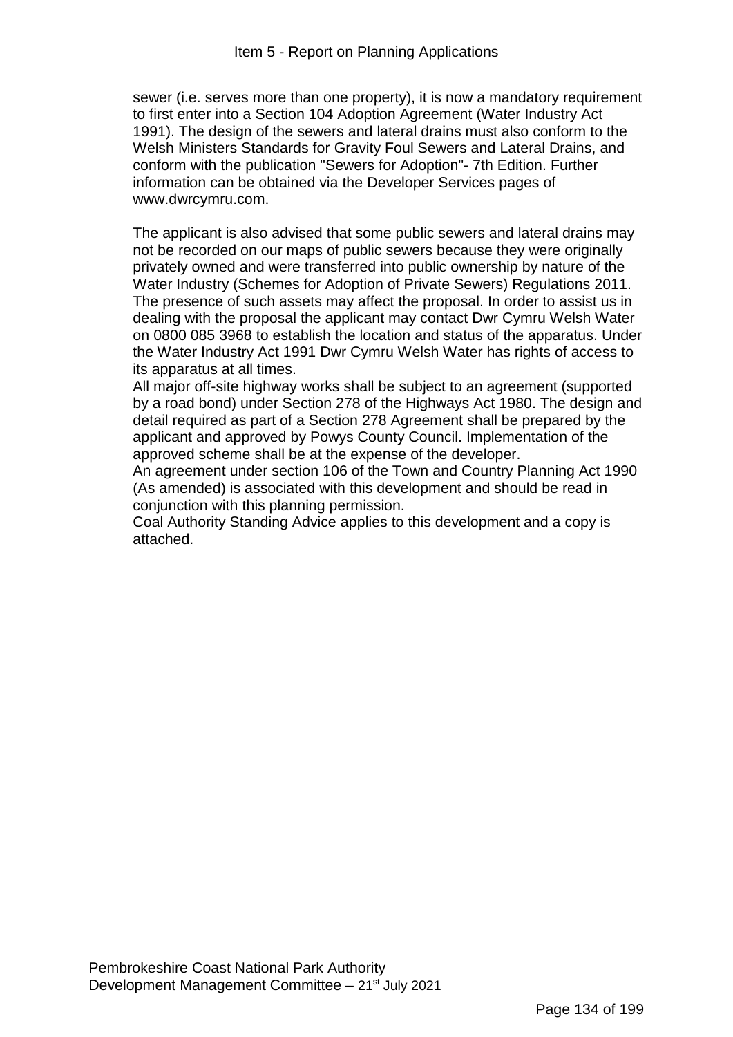sewer (i.e. serves more than one property), it is now a mandatory requirement to first enter into a Section 104 Adoption Agreement (Water Industry Act 1991). The design of the sewers and lateral drains must also conform to the Welsh Ministers Standards for Gravity Foul Sewers and Lateral Drains, and conform with the publication "Sewers for Adoption"- 7th Edition. Further information can be obtained via the Developer Services pages of www.dwrcymru.com.

The applicant is also advised that some public sewers and lateral drains may not be recorded on our maps of public sewers because they were originally privately owned and were transferred into public ownership by nature of the Water Industry (Schemes for Adoption of Private Sewers) Regulations 2011. The presence of such assets may affect the proposal. In order to assist us in dealing with the proposal the applicant may contact Dwr Cymru Welsh Water on 0800 085 3968 to establish the location and status of the apparatus. Under the Water Industry Act 1991 Dwr Cymru Welsh Water has rights of access to its apparatus at all times.

All major off-site highway works shall be subject to an agreement (supported by a road bond) under Section 278 of the Highways Act 1980. The design and detail required as part of a Section 278 Agreement shall be prepared by the applicant and approved by Powys County Council. Implementation of the approved scheme shall be at the expense of the developer.

An agreement under section 106 of the Town and Country Planning Act 1990 (As amended) is associated with this development and should be read in conjunction with this planning permission.

Coal Authority Standing Advice applies to this development and a copy is attached.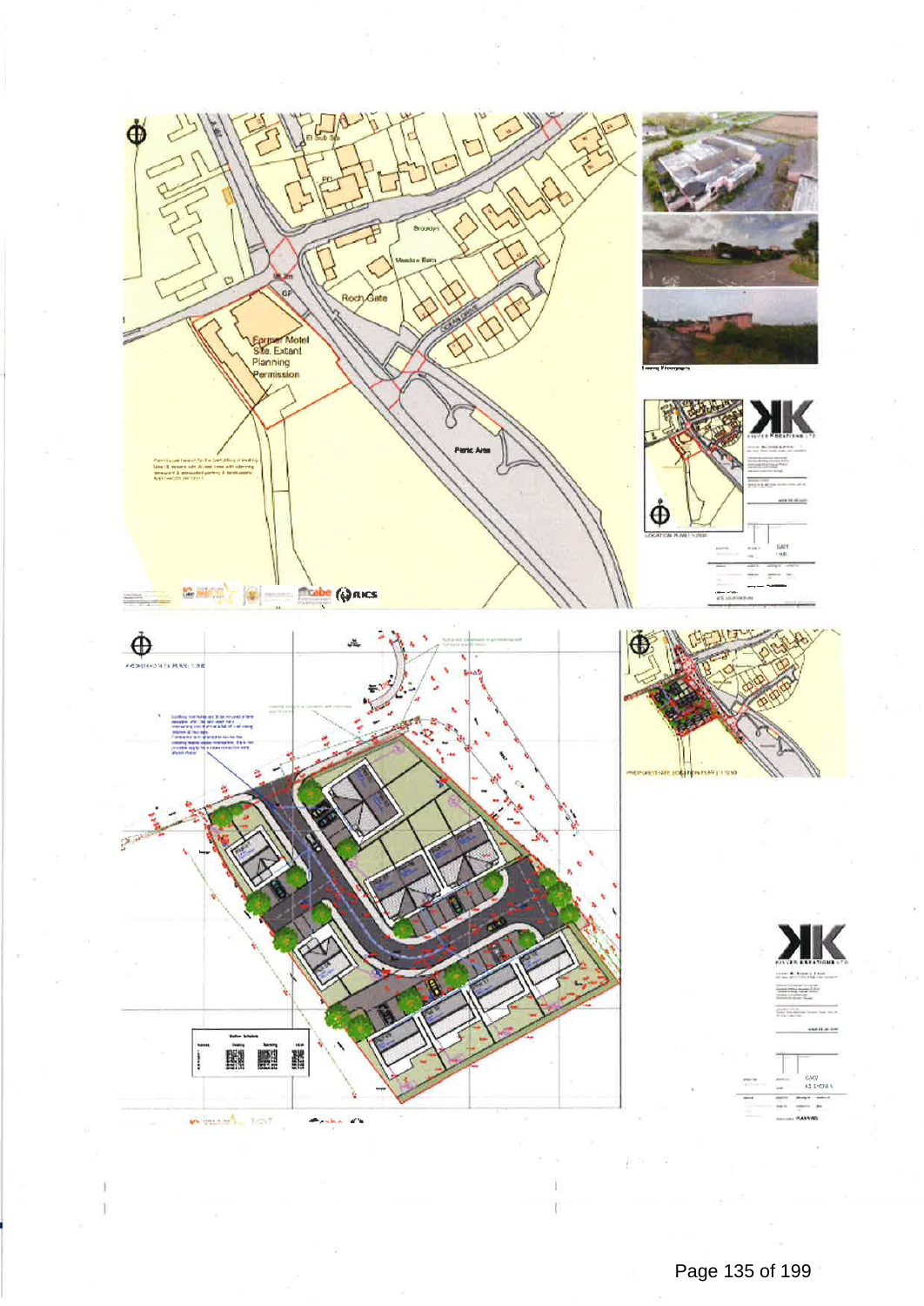El Sub Sta

PO

GP

Brooklyn

Meadow Barn

Roch Gate

Former Motel Site. Extant Planning Permission

Picnic Area

Existing Photographs

LOCATION PLAN 1:2500

KK

KIVER KREATIONS LTD

PROPOSED SITE PLAN 1:200

PROPOSED SITE LOCATION PLAN 1:1250

PLANNING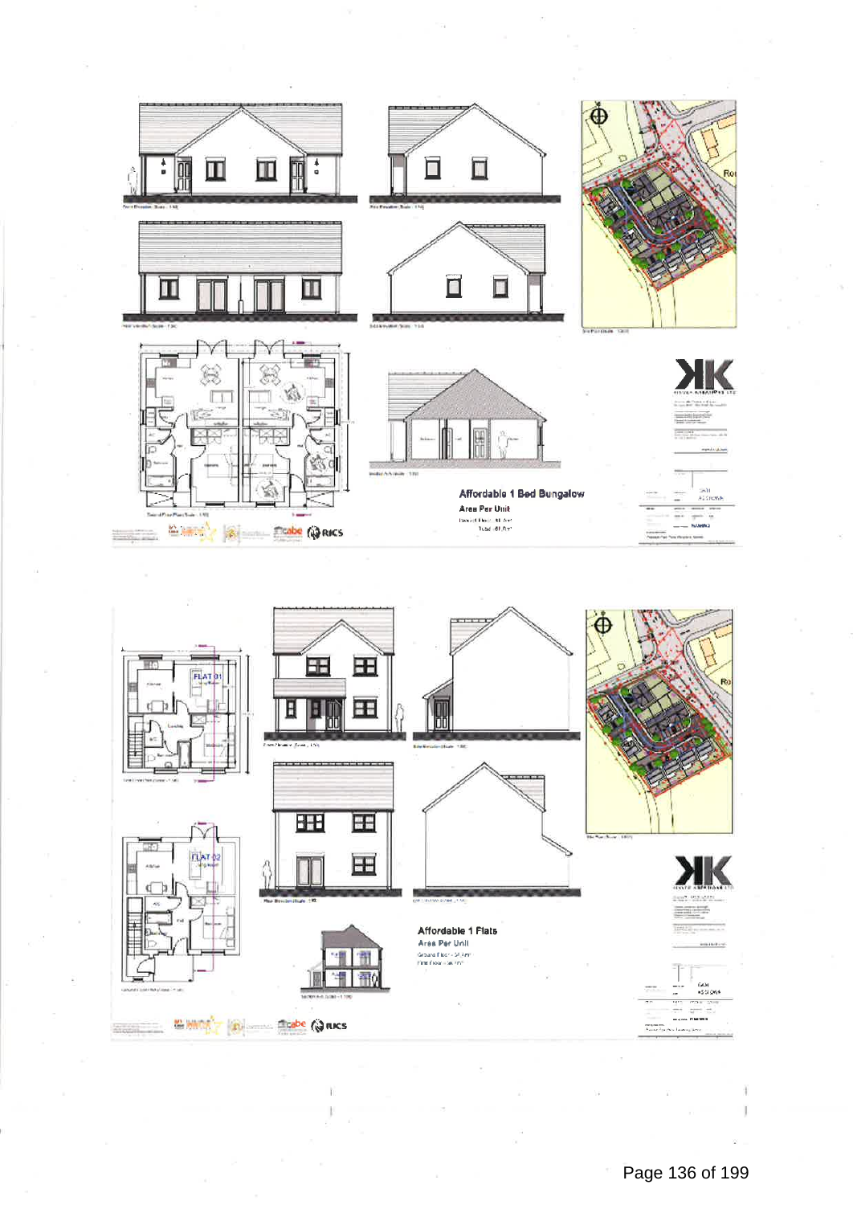Affordable 1 Bed Bungalow

Area Per Unit

Total: 61.7m²

Affordable 1 Flats

Area Per Unit

Ground Floor - 51.4m²

First Floor - 54.1m²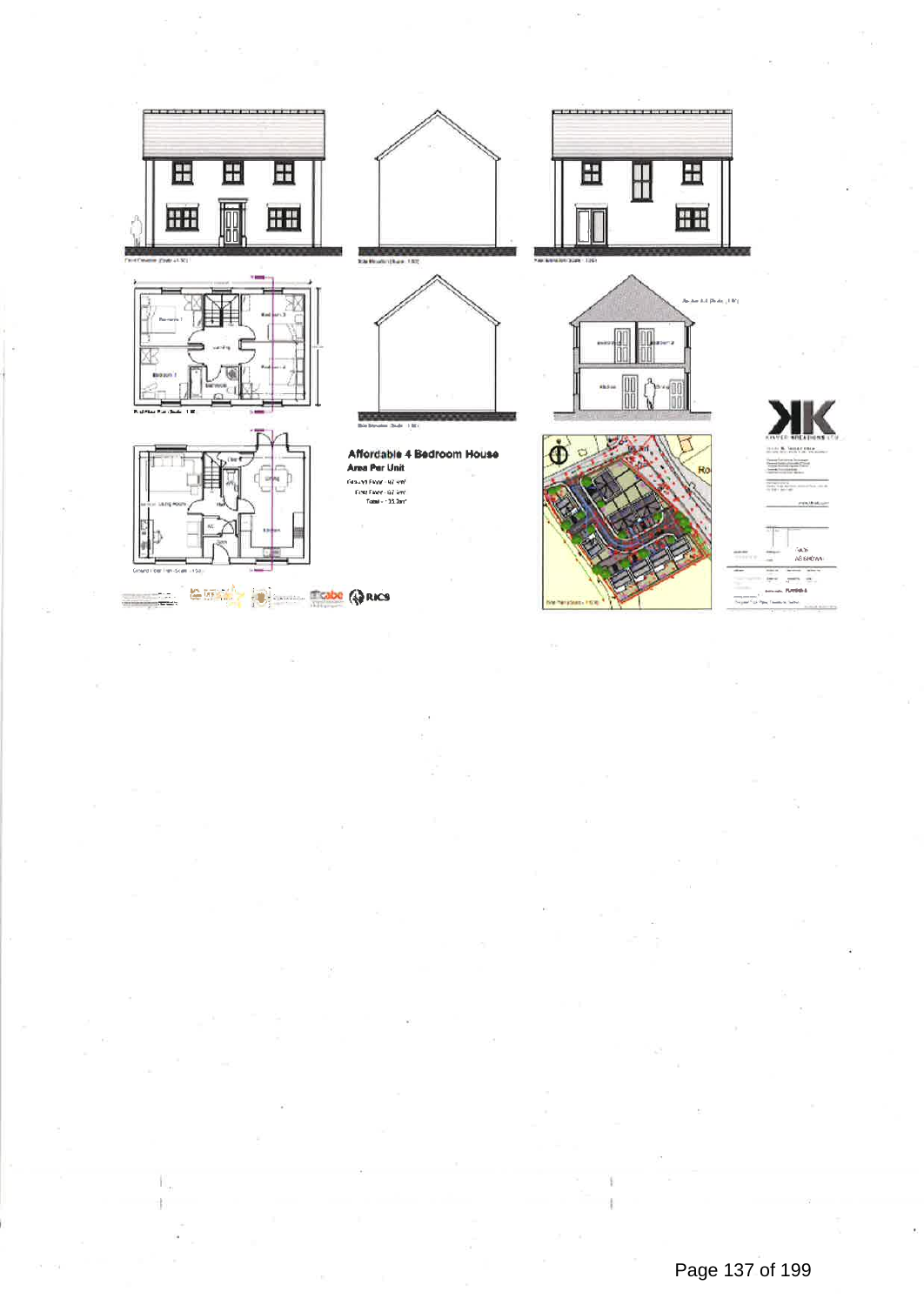**Affordable 4 Bedroom House**

**Area Per Unit**

Ground Floor - 67 m²

First Floor - 67 m²

Total - 133.7m²